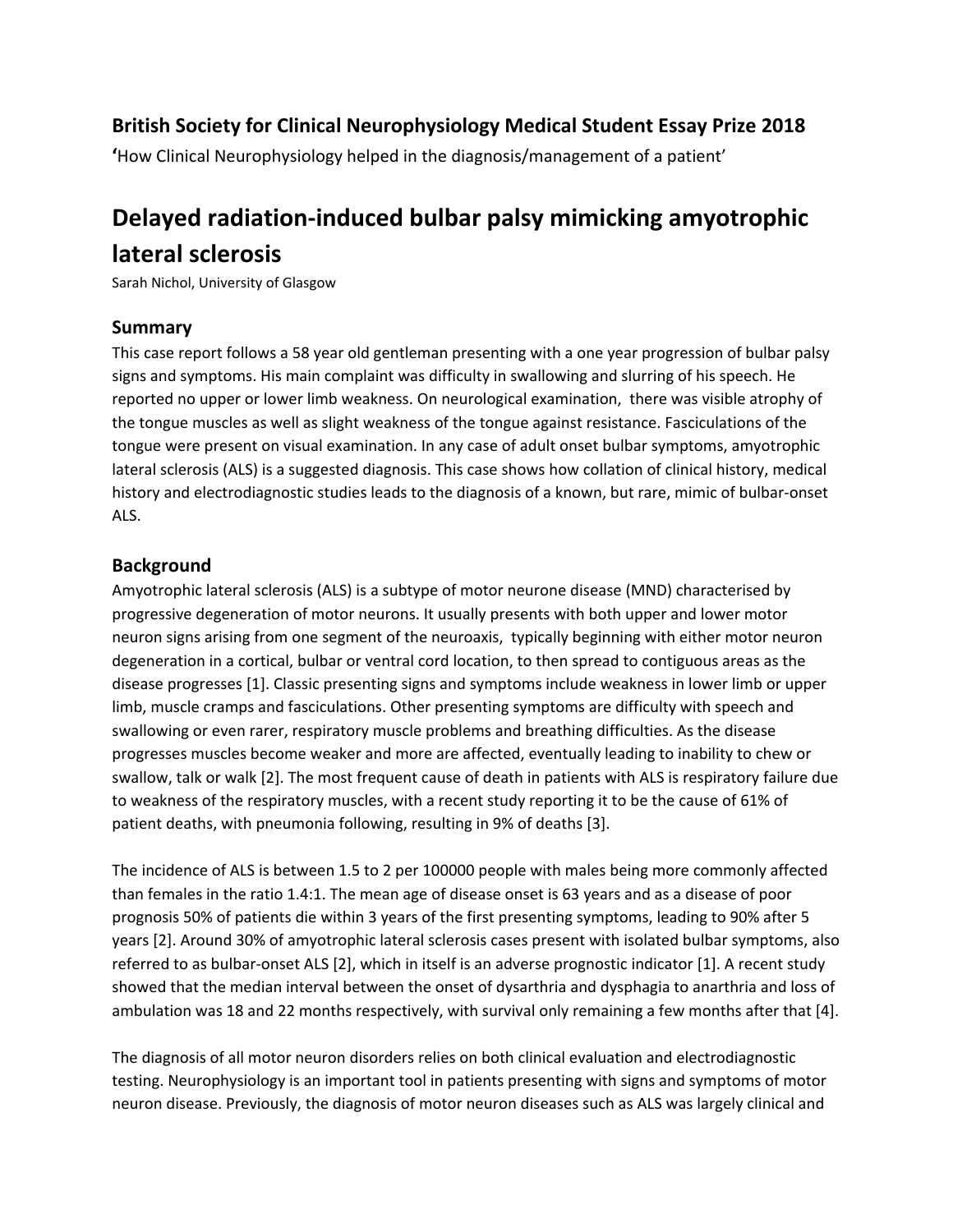**British Society for Clinical Neurophysiology Medical Student Essay Prize 2018**

'How Clinical Neurophysiology helped in the diagnosis/management of a patient'

# Delayed radiation-induced bulbar palsy mimicking amyotrophic lateral sclerosis

Sarah Nichol, University of Glasgow

## Summary

This case report follows a 58 year old gentleman presenting with a one year progression of bulbar palsy signs and symptoms. His main complaint was difficulty in swallowing and slurring of his speech. He reported no upper or lower limb weakness. On neurological examination, there was visible atrophy of the tongue muscles as well as slight weakness of the tongue against resistance. Fasciculations of the tongue were present on visual examination. In any case of adult onset bulbar symptoms, amyotrophic lateral sclerosis (ALS) is a suggested diagnosis. This case shows how collation of clinical history, medical history and electrodiagnostic studies leads to the diagnosis of a known, but rare, mimic of bulbar-onset ALS.

## Background

Amyotrophic lateral sclerosis (ALS) is a subtype of motor neurone disease (MND) characterised by progressive degeneration of motor neurons. It usually presents with both upper and lower motor neuron signs arising from one segment of the neuroaxis, typically beginning with either motor neuron degeneration in a cortical, bulbar or ventral cord location, to then spread to contiguous areas as the disease progresses [1]. Classic presenting signs and symptoms include weakness in lower limb or upper limb, muscle cramps and fasciculations. Other presenting symptoms are difficulty with speech and swallowing or even rarer, respiratory muscle problems and breathing difficulties. As the disease progresses muscles become weaker and more are affected, eventually leading to inability to chew or swallow, talk or walk [2]. The most frequent cause of death in patients with ALS is respiratory failure due to weakness of the respiratory muscles, with a recent study reporting it to be the cause of 61% of patient deaths, with pneumonia following, resulting in 9% of deaths [3].

The incidence of ALS is between 1.5 to 2 per 100000 people with males being more commonly affected than females in the ratio 1.4:1. The mean age of disease onset is 63 years and as a disease of poor prognosis 50% of patients die within 3 years of the first presenting symptoms, leading to 90% after 5 years [2]. Around 30% of amyotrophic lateral sclerosis cases present with isolated bulbar symptoms, also referred to as bulbar-onset ALS [2], which in itself is an adverse prognostic indicator [1]. A recent study showed that the median interval between the onset of dysarthria and dysphagia to anarthria and loss of ambulation was 18 and 22 months respectively, with survival only remaining a few months after that [4].

The diagnosis of all motor neuron disorders relies on both clinical evaluation and electrodiagnostic testing. Neurophysiology is an important tool in patients presenting with signs and symptoms of motor neuron disease. Previously, the diagnosis of motor neuron diseases such as ALS was largely clinical and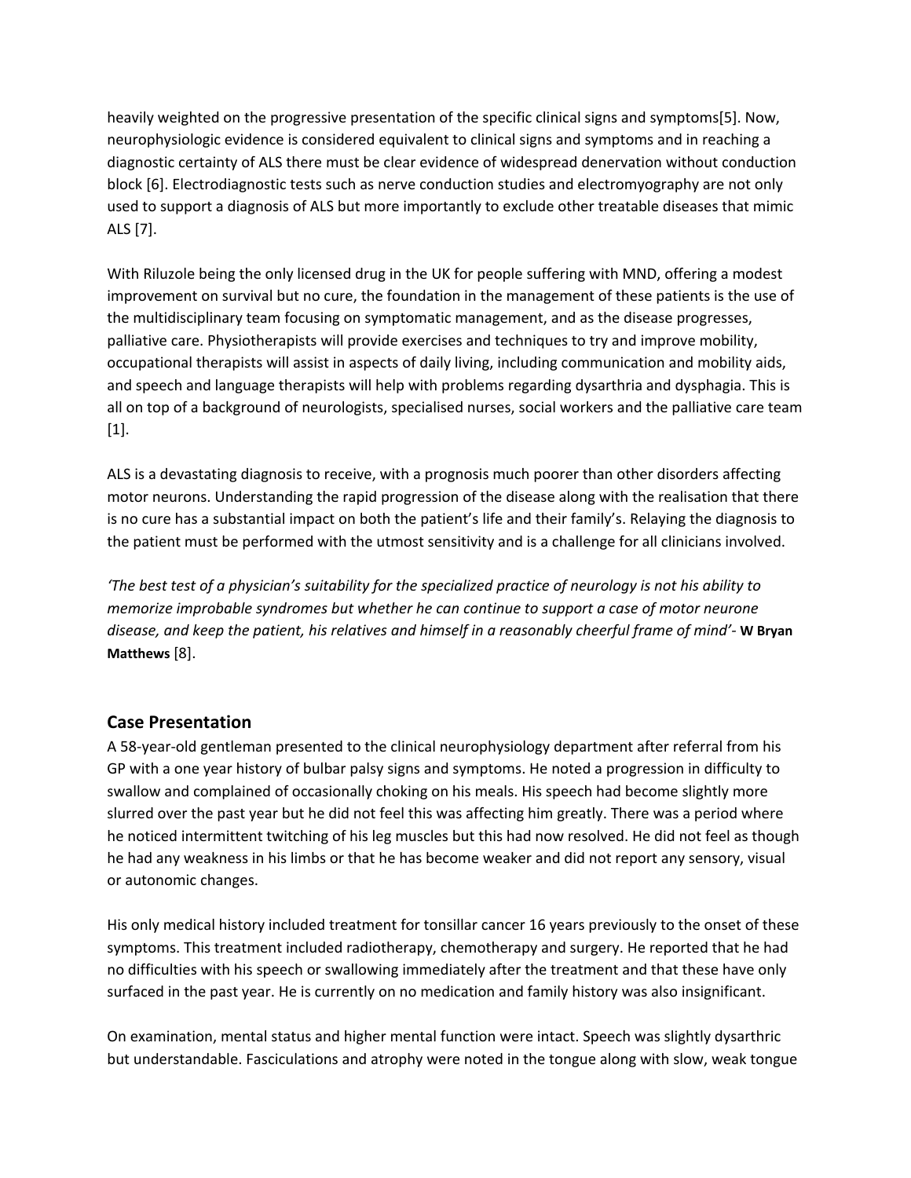heavily weighted on the progressive presentation of the specific clinical signs and symptoms[5]. Now, neurophysiologic evidence is considered equivalent to clinical signs and symptoms and in reaching a diagnostic certainty of ALS there must be clear evidence of widespread denervation without conduction block [6]. Electrodiagnostic tests such as nerve conduction studies and electromyography are not only used to support a diagnosis of ALS but more importantly to exclude other treatable diseases that mimic ALS [7].

With Riluzole being the only licensed drug in the UK for people suffering with MND, offering a modest improvement on survival but no cure, the foundation in the management of these patients is the use of the multidisciplinary team focusing on symptomatic management, and as the disease progresses, palliative care. Physiotherapists will provide exercises and techniques to try and improve mobility, occupational therapists will assist in aspects of daily living, including communication and mobility aids, and speech and language therapists will help with problems regarding dysarthria and dysphagia. This is all on top of a background of neurologists, specialised nurses, social workers and the palliative care team [1].

ALS is a devastating diagnosis to receive, with a prognosis much poorer than other disorders affecting motor neurons. Understanding the rapid progression of the disease along with the realisation that there is no cure has a substantial impact on both the patient's life and their family's. Relaying the diagnosis to the patient must be performed with the utmost sensitivity and is a challenge for all clinicians involved.

*'The best test of a physician's suitability for the specialized practice of neurology is not his ability to memorize improbable syndromes but whether he can continue to support a case of motor neurone disease, and keep the patient, his relatives and himself in a reasonably cheerful frame of mind'*- **W Bryan Matthews** [8].

## Case Presentation

A 58-year-old gentleman presented to the clinical neurophysiology department after referral from his GP with a one year history of bulbar palsy signs and symptoms. He noted a progression in difficulty to swallow and complained of occasionally choking on his meals. His speech had become slightly more slurred over the past year but he did not feel this was affecting him greatly. There was a period where he noticed intermittent twitching of his leg muscles but this had now resolved. He did not feel as though he had any weakness in his limbs or that he has become weaker and did not report any sensory, visual or autonomic changes.

His only medical history included treatment for tonsillar cancer 16 years previously to the onset of these symptoms. This treatment included radiotherapy, chemotherapy and surgery. He reported that he had no difficulties with his speech or swallowing immediately after the treatment and that these have only surfaced in the past year. He is currently on no medication and family history was also insignificant.

On examination, mental status and higher mental function were intact. Speech was slightly dysarthric but understandable. Fasciculations and atrophy were noted in the tongue along with slow, weak tongue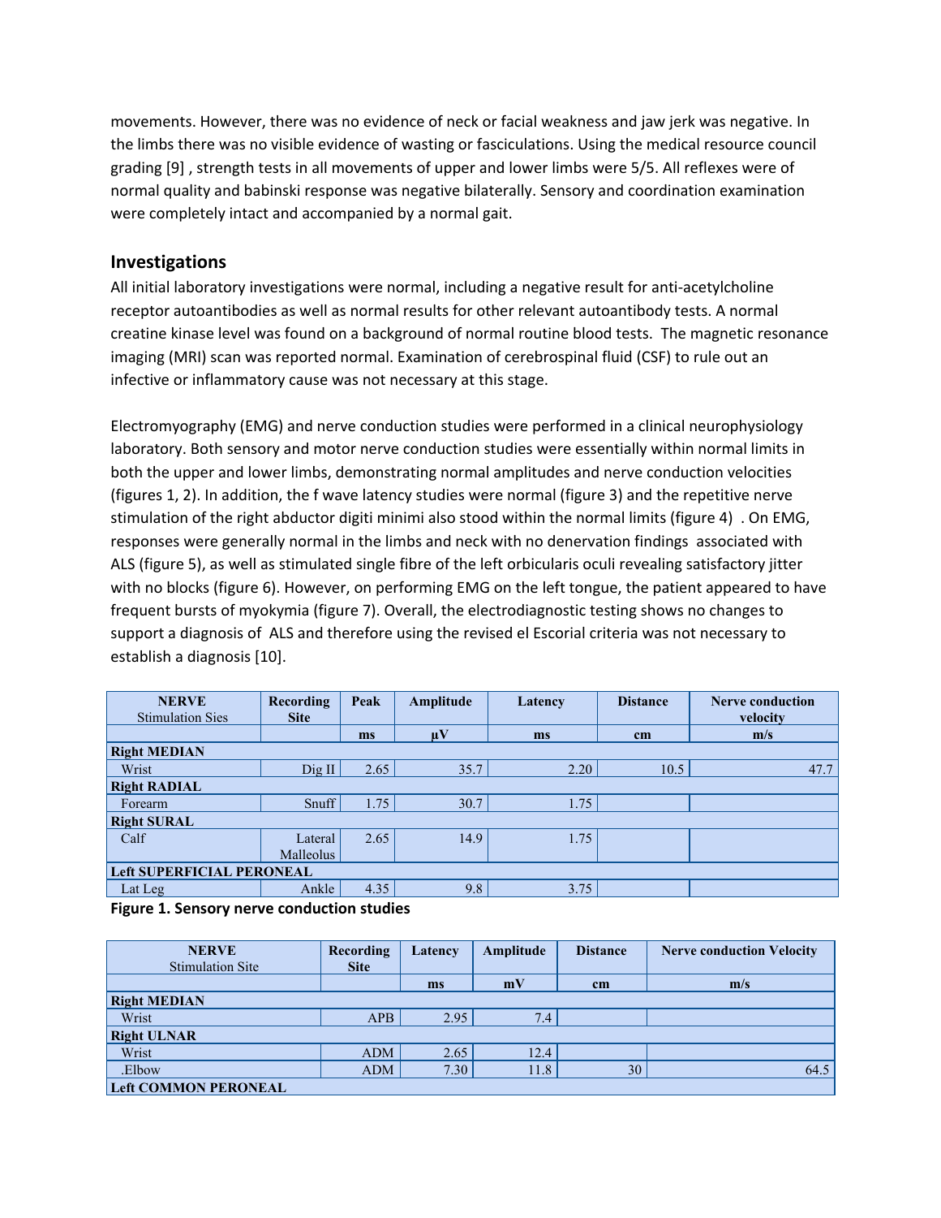movements. However, there was no evidence of neck or facial weakness and jaw jerk was negative. In the limbs there was no visible evidence of wasting or fasciculations. Using the medical resource council grading [9] , strength tests in all movements of upper and lower limbs were 5/5. All reflexes were of normal quality and babinski response was negative bilaterally. Sensory and coordination examination were completely intact and accompanied by a normal gait.

## Investigations

All initial laboratory investigations were normal, including a negative result for anti-acetylcholine receptor autoantibodies as well as normal results for other relevant autoantibody tests. A normal creatine kinase level was found on a background of normal routine blood tests. The magnetic resonance imaging (MRI) scan was reported normal. Examination of cerebrospinal fluid (CSF) to rule out an infective or inflammatory cause was not necessary at this stage.

Electromyography (EMG) and nerve conduction studies were performed in a clinical neurophysiology laboratory. Both sensory and motor nerve conduction studies were essentially within normal limits in both the upper and lower limbs, demonstrating normal amplitudes and nerve conduction velocities (figures 1, 2). In addition, the f wave latency studies were normal (figure 3) and the repetitive nerve stimulation of the right abductor digiti minimi also stood within the normal limits (figure 4) . On EMG, responses were generally normal in the limbs and neck with no denervation findings associated with ALS (figure 5), as well as stimulated single fibre of the left orbicularis oculi revealing satisfactory jitter with no blocks (figure 6). However, on performing EMG on the left tongue, the patient appeared to have frequent bursts of myokymia (figure 7). Overall, the electrodiagnostic testing shows no changes to support a diagnosis of ALS and therefore using the revised el Escorial criteria was not necessary to establish a diagnosis [10].

| NERVE Stimulation Sies | Recording Site | Peak | Amplitude | Latency | Distance | Nerve conduction velocity |
|---|---|---|---|---|---|---|
| | | ms | µV | ms | cm | m/s |
| **Right MEDIAN** | | | | | | |
| Wrist | Dig II | 2.65 | 35.7 | 2.20 | 10.5 | 47.7 |
| **Right RADIAL** | | | | | | |
| Forearm | Snuff | 1.75 | 30.7 | 1.75 | | |
| **Right SURAL** | | | | | | |
| Calf | Lateral Malleolus | 2.65 | 14.9 | 1.75 | | |
| **Left SUPERFICIAL PERONEAL** | | | | | | |
| Lat Leg | Ankle | 4.35 | 9.8 | 3.75 | | |

**Figure 1. Sensory nerve conduction studies**

| NERVE Stimulation Site | Recording Site | Latency | Amplitude | Distance | Nerve conduction Velocity |
|---|---|---|---|---|---|
| | | ms | mV | cm | m/s |
| **Right MEDIAN** | | | | | |
| Wrist | APB | 2.95 | 7.4 | | |
| **Right ULNAR** | | | | | |
| Wrist | ADM | 2.65 | 12.4 | | |
| .Elbow | ADM | 7.30 | 11.8 | 30 | 64.5 |
| **Left COMMON PERONEAL** | | | | | |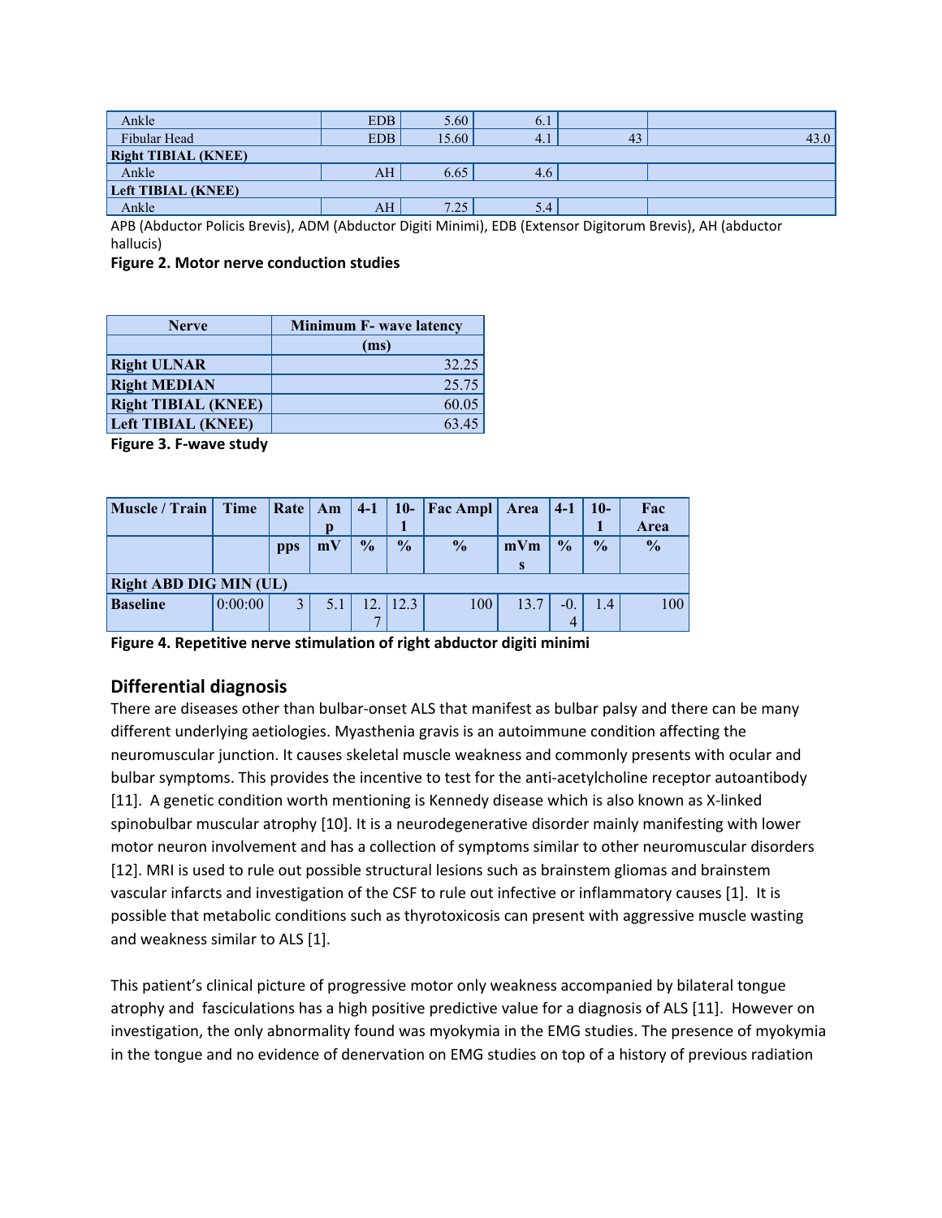|  |  |  |  |  |  |
|---|---|---|---|---|---|
| Ankle | EDB | 5.60 | 6.1 |  |  |
| Fibular Head | EDB | 15.60 | 4.1 | 43 | 43.0 |
| **Right TIBIAL (KNEE)** |  |  |  |  |  |
| Ankle | AH | 6.65 | 4.6 |  |  |
| **Left TIBIAL (KNEE)** |  |  |  |  |  |
| Ankle | AH | 7.25 | 5.4 |  |  |

APB (Abductor Policis Brevis), ADM (Abductor Digiti Minimi), EDB (Extensor Digitorum Brevis), AH (abductor hallucis)

**Figure 2. Motor nerve conduction studies**

| Nerve | Minimum F- wave latency |
|---|---|
|  | (ms) |
| **Right ULNAR** | 32.25 |
| **Right MEDIAN** | 25.75 |
| **Right TIBIAL (KNEE)** | 60.05 |
| **Left TIBIAL (KNEE)** | 63.45 |

**Figure 3. F-wave study**

| Muscle / Train | Time | Rate | Amp | 4-1 | 10-1 | Fac Ampl | Area | 4-1 | 10-1 | Fac Area |
|---|---|---|---|---|---|---|---|---|---|---|
|  |  | pps | mV | % | % | % | mVms | % | % | % |
| **Right ABD DIG MIN (UL)** |  |  |  |  |  |  |  |  |  |  |
| **Baseline** | 0:00:00 | 3 | 5.1 | 12.7 | 12.3 | 100 | 13.7 | -0.4 | 1.4 | 100 |

**Figure 4. Repetitive nerve stimulation of right abductor digiti minimi**

## Differential diagnosis

There are diseases other than bulbar-onset ALS that manifest as bulbar palsy and there can be many different underlying aetiologies. Myasthenia gravis is an autoimmune condition affecting the neuromuscular junction. It causes skeletal muscle weakness and commonly presents with ocular and bulbar symptoms. This provides the incentive to test for the anti-acetylcholine receptor autoantibody [11]. A genetic condition worth mentioning is Kennedy disease which is also known as X-linked spinobulbar muscular atrophy [10]. It is a neurodegenerative disorder mainly manifesting with lower motor neuron involvement and has a collection of symptoms similar to other neuromuscular disorders [12]. MRI is used to rule out possible structural lesions such as brainstem gliomas and brainstem vascular infarcts and investigation of the CSF to rule out infective or inflammatory causes [1]. It is possible that metabolic conditions such as thyrotoxicosis can present with aggressive muscle wasting and weakness similar to ALS [1].

This patient's clinical picture of progressive motor only weakness accompanied by bilateral tongue atrophy and fasciculations has a high positive predictive value for a diagnosis of ALS [11]. However on investigation, the only abnormality found was myokymia in the EMG studies. The presence of myokymia in the tongue and no evidence of denervation on EMG studies on top of a history of previous radiation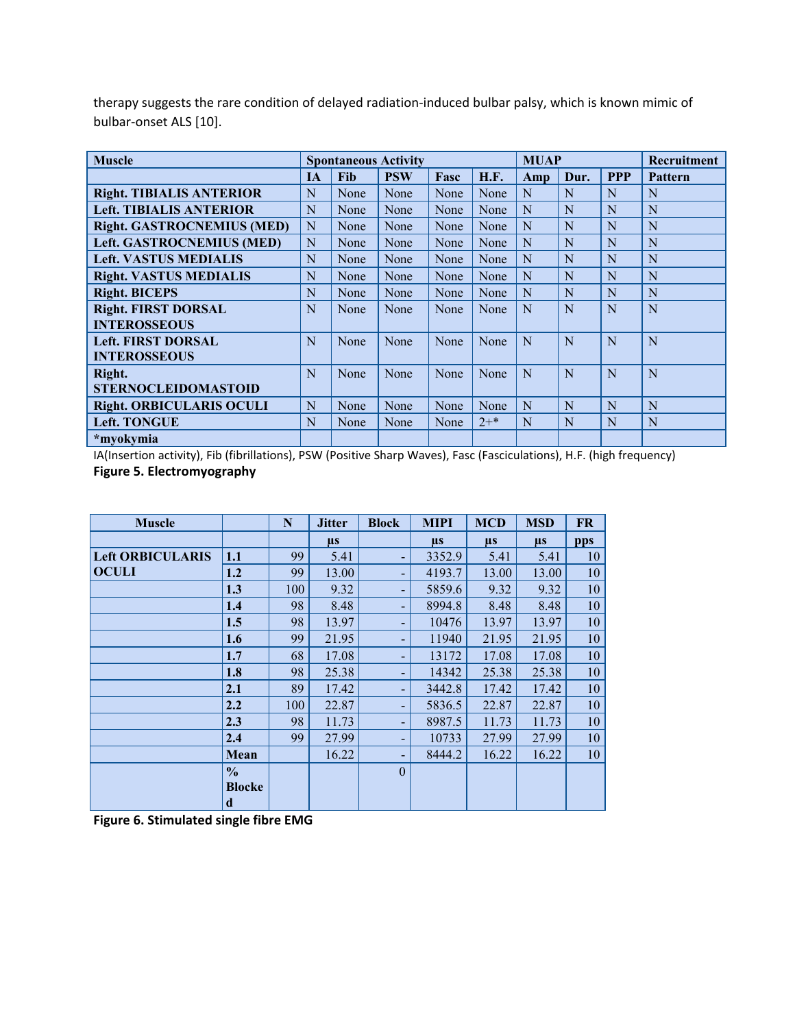therapy suggests the rare condition of delayed radiation-induced bulbar palsy, which is known mimic of bulbar-onset ALS [10].

| Muscle | Spontaneous Activity | | | | | MUAP | | | Recruitment |
|---|---|---|---|---|---|---|---|---|---|
| | IA | Fib | PSW | Fasc | H.F. | Amp | Dur. | PPP | Pattern |
| Right. TIBIALIS ANTERIOR | N | None | None | None | None | N | N | N | N |
| Left. TIBIALIS ANTERIOR | N | None | None | None | None | N | N | N | N |
| Right. GASTROCNEMIUS (MED) | N | None | None | None | None | N | N | N | N |
| Left. GASTROCNEMIUS (MED) | N | None | None | None | None | N | N | N | N |
| Left. VASTUS MEDIALIS | N | None | None | None | None | N | N | N | N |
| Right. VASTUS MEDIALIS | N | None | None | None | None | N | N | N | N |
| Right. BICEPS | N | None | None | None | None | N | N | N | N |
| Right. FIRST DORSAL INTEROSSEOUS | N | None | None | None | None | N | N | N | N |
| Left. FIRST DORSAL INTEROSSEOUS | N | None | None | None | None | N | N | N | N |
| Right. STERNOCLEIDOMASTOID | N | None | None | None | None | N | N | N | N |
| Right. ORBICULARIS OCULI | N | None | None | None | None | N | N | N | N |
| Left. TONGUE | N | None | None | None | 2+* | N | N | N | N |
| *myokymia | | | | | | | | | |

IA(Insertion activity), Fib (fibrillations), PSW (Positive Sharp Waves), Fasc (Fasciculations), H.F. (high frequency)

**Figure 5. Electromyography**

| Muscle | | N | Jitter | Block | MIPI | MCD | MSD | FR |
|---|---|---|---|---|---|---|---|---|
| | | | µs | | µs | µs | µs | pps |
| Left ORBICULARIS OCULI | 1.1 | 99 | 5.41 | - | 3352.9 | 5.41 | 5.41 | 10 |
| | 1.2 | 99 | 13.00 | - | 4193.7 | 13.00 | 13.00 | 10 |
| | 1.3 | 100 | 9.32 | - | 5859.6 | 9.32 | 9.32 | 10 |
| | 1.4 | 98 | 8.48 | - | 8994.8 | 8.48 | 8.48 | 10 |
| | 1.5 | 98 | 13.97 | - | 10476 | 13.97 | 13.97 | 10 |
| | 1.6 | 99 | 21.95 | - | 11940 | 21.95 | 21.95 | 10 |
| | 1.7 | 68 | 17.08 | - | 13172 | 17.08 | 17.08 | 10 |
| | 1.8 | 98 | 25.38 | - | 14342 | 25.38 | 25.38 | 10 |
| | 2.1 | 89 | 17.42 | - | 3442.8 | 17.42 | 17.42 | 10 |
| | 2.2 | 100 | 22.87 | - | 5836.5 | 22.87 | 22.87 | 10 |
| | 2.3 | 98 | 11.73 | - | 8987.5 | 11.73 | 11.73 | 10 |
| | 2.4 | 99 | 27.99 | - | 10733 | 27.99 | 27.99 | 10 |
| | Mean | | 16.22 | - | 8444.2 | 16.22 | 16.22 | 10 |
| | % Blocked | | | 0 | | | | |

**Figure 6. Stimulated single fibre EMG**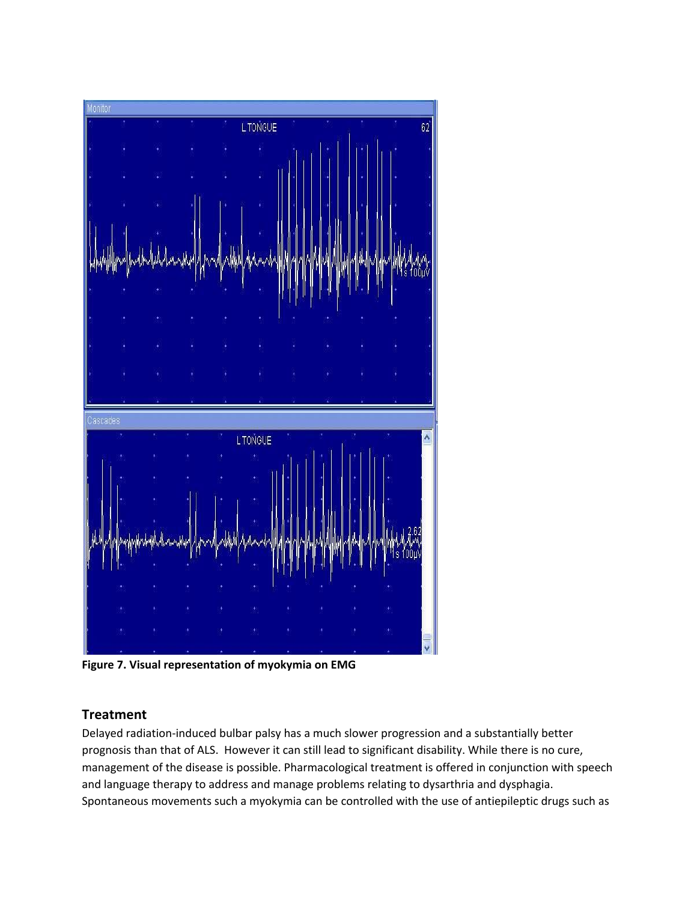Figure 7. Visual representation of myokymia on EMG

## Treatment

Delayed radiation-induced bulbar palsy has a much slower progression and a substantially better prognosis than that of ALS. However it can still lead to significant disability. While there is no cure, management of the disease is possible. Pharmacological treatment is offered in conjunction with speech and language therapy to address and manage problems relating to dysarthria and dysphagia. Spontaneous movements such a myokymia can be controlled with the use of antiepileptic drugs such as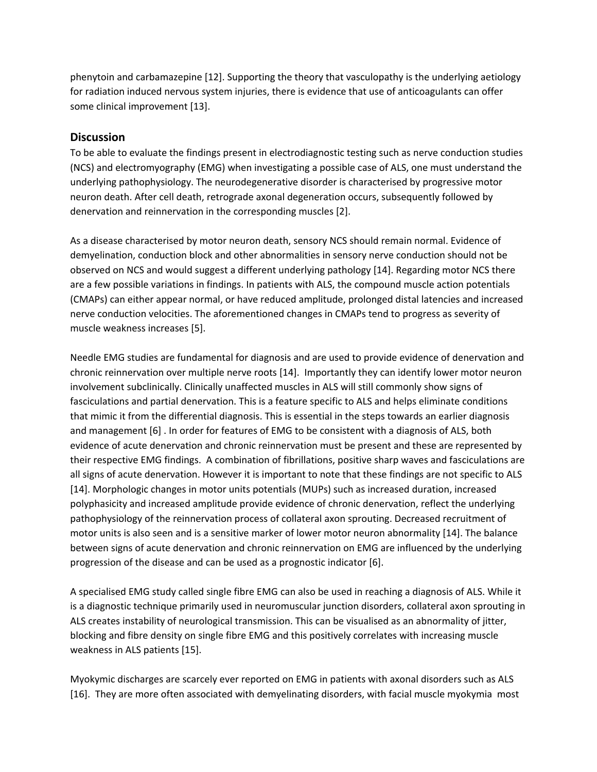phenytoin and carbamazepine [12]. Supporting the theory that vasculopathy is the underlying aetiology for radiation induced nervous system injuries, there is evidence that use of anticoagulants can offer some clinical improvement [13].

## Discussion

To be able to evaluate the findings present in electrodiagnostic testing such as nerve conduction studies (NCS) and electromyography (EMG) when investigating a possible case of ALS, one must understand the underlying pathophysiology. The neurodegenerative disorder is characterised by progressive motor neuron death. After cell death, retrograde axonal degeneration occurs, subsequently followed by denervation and reinnervation in the corresponding muscles [2].

As a disease characterised by motor neuron death, sensory NCS should remain normal. Evidence of demyelination, conduction block and other abnormalities in sensory nerve conduction should not be observed on NCS and would suggest a different underlying pathology [14]. Regarding motor NCS there are a few possible variations in findings. In patients with ALS, the compound muscle action potentials (CMAPs) can either appear normal, or have reduced amplitude, prolonged distal latencies and increased nerve conduction velocities. The aforementioned changes in CMAPs tend to progress as severity of muscle weakness increases [5].

Needle EMG studies are fundamental for diagnosis and are used to provide evidence of denervation and chronic reinnervation over multiple nerve roots [14]. Importantly they can identify lower motor neuron involvement subclinically. Clinically unaffected muscles in ALS will still commonly show signs of fasciculations and partial denervation. This is a feature specific to ALS and helps eliminate conditions that mimic it from the differential diagnosis. This is essential in the steps towards an earlier diagnosis and management [6] . In order for features of EMG to be consistent with a diagnosis of ALS, both evidence of acute denervation and chronic reinnervation must be present and these are represented by their respective EMG findings. A combination of fibrillations, positive sharp waves and fasciculations are all signs of acute denervation. However it is important to note that these findings are not specific to ALS [14]. Morphologic changes in motor units potentials (MUPs) such as increased duration, increased polyphasicity and increased amplitude provide evidence of chronic denervation, reflect the underlying pathophysiology of the reinnervation process of collateral axon sprouting. Decreased recruitment of motor units is also seen and is a sensitive marker of lower motor neuron abnormality [14]. The balance between signs of acute denervation and chronic reinnervation on EMG are influenced by the underlying progression of the disease and can be used as a prognostic indicator [6].

A specialised EMG study called single fibre EMG can also be used in reaching a diagnosis of ALS. While it is a diagnostic technique primarily used in neuromuscular junction disorders, collateral axon sprouting in ALS creates instability of neurological transmission. This can be visualised as an abnormality of jitter, blocking and fibre density on single fibre EMG and this positively correlates with increasing muscle weakness in ALS patients [15].

Myokymic discharges are scarcely ever reported on EMG in patients with axonal disorders such as ALS [16]. They are more often associated with demyelinating disorders, with facial muscle myokymia most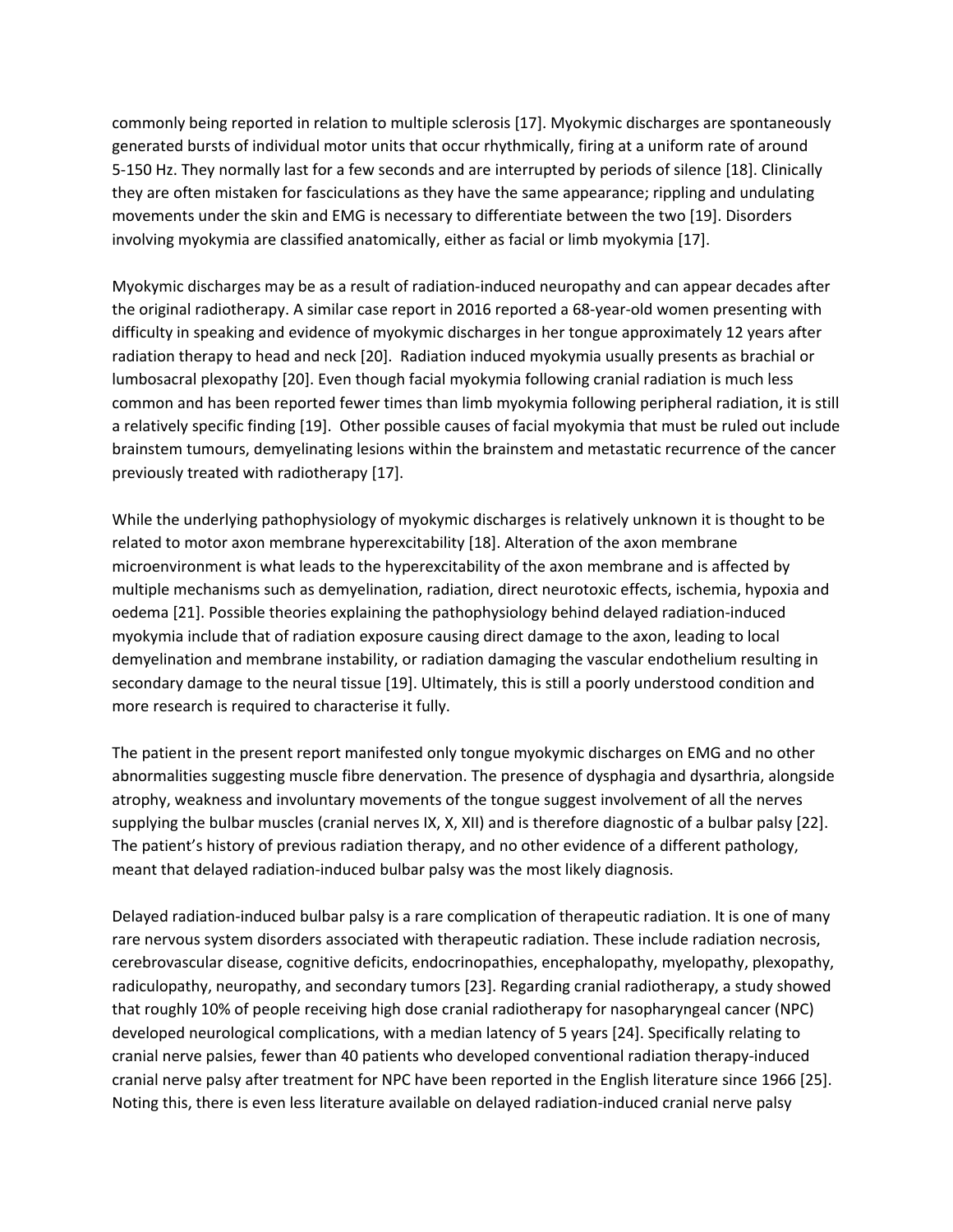commonly being reported in relation to multiple sclerosis [17]. Myokymic discharges are spontaneously generated bursts of individual motor units that occur rhythmically, firing at a uniform rate of around 5-150 Hz. They normally last for a few seconds and are interrupted by periods of silence [18]. Clinically they are often mistaken for fasciculations as they have the same appearance; rippling and undulating movements under the skin and EMG is necessary to differentiate between the two [19]. Disorders involving myokymia are classified anatomically, either as facial or limb myokymia [17].

Myokymic discharges may be as a result of radiation-induced neuropathy and can appear decades after the original radiotherapy. A similar case report in 2016 reported a 68-year-old women presenting with difficulty in speaking and evidence of myokymic discharges in her tongue approximately 12 years after radiation therapy to head and neck [20]. Radiation induced myokymia usually presents as brachial or lumbosacral plexopathy [20]. Even though facial myokymia following cranial radiation is much less common and has been reported fewer times than limb myokymia following peripheral radiation, it is still a relatively specific finding [19]. Other possible causes of facial myokymia that must be ruled out include brainstem tumours, demyelinating lesions within the brainstem and metastatic recurrence of the cancer previously treated with radiotherapy [17].

While the underlying pathophysiology of myokymic discharges is relatively unknown it is thought to be related to motor axon membrane hyperexcitability [18]. Alteration of the axon membrane microenvironment is what leads to the hyperexcitability of the axon membrane and is affected by multiple mechanisms such as demyelination, radiation, direct neurotoxic effects, ischemia, hypoxia and oedema [21]. Possible theories explaining the pathophysiology behind delayed radiation-induced myokymia include that of radiation exposure causing direct damage to the axon, leading to local demyelination and membrane instability, or radiation damaging the vascular endothelium resulting in secondary damage to the neural tissue [19]. Ultimately, this is still a poorly understood condition and more research is required to characterise it fully.

The patient in the present report manifested only tongue myokymic discharges on EMG and no other abnormalities suggesting muscle fibre denervation. The presence of dysphagia and dysarthria, alongside atrophy, weakness and involuntary movements of the tongue suggest involvement of all the nerves supplying the bulbar muscles (cranial nerves IX, X, XII) and is therefore diagnostic of a bulbar palsy [22]. The patient's history of previous radiation therapy, and no other evidence of a different pathology, meant that delayed radiation-induced bulbar palsy was the most likely diagnosis.

Delayed radiation-induced bulbar palsy is a rare complication of therapeutic radiation. It is one of many rare nervous system disorders associated with therapeutic radiation. These include radiation necrosis, cerebrovascular disease, cognitive deficits, endocrinopathies, encephalopathy, myelopathy, plexopathy, radiculopathy, neuropathy, and secondary tumors [23]. Regarding cranial radiotherapy, a study showed that roughly 10% of people receiving high dose cranial radiotherapy for nasopharyngeal cancer (NPC) developed neurological complications, with a median latency of 5 years [24]. Specifically relating to cranial nerve palsies, fewer than 40 patients who developed conventional radiation therapy-induced cranial nerve palsy after treatment for NPC have been reported in the English literature since 1966 [25]. Noting this, there is even less literature available on delayed radiation-induced cranial nerve palsy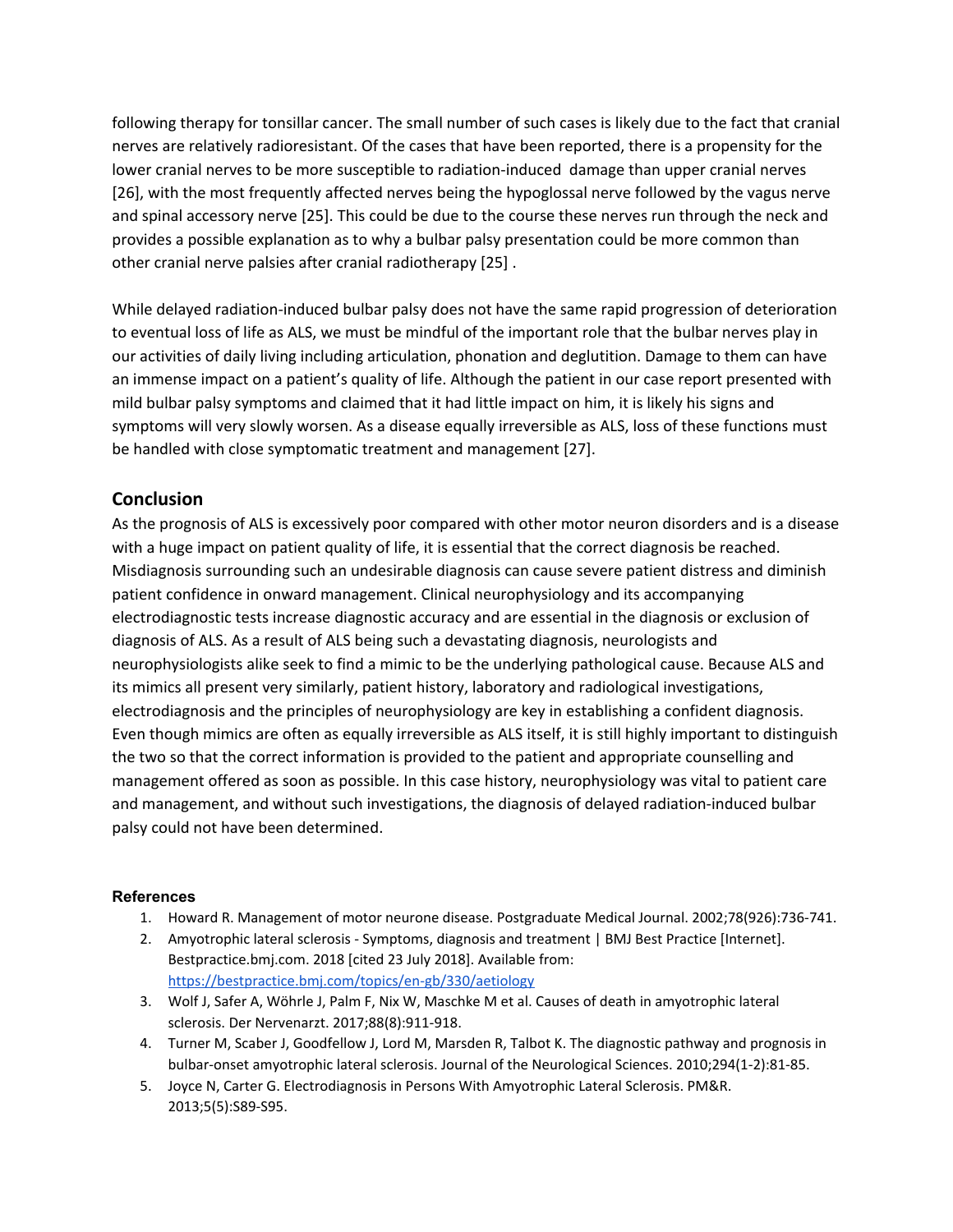following therapy for tonsillar cancer. The small number of such cases is likely due to the fact that cranial nerves are relatively radioresistant. Of the cases that have been reported, there is a propensity for the lower cranial nerves to be more susceptible to radiation-induced damage than upper cranial nerves [26], with the most frequently affected nerves being the hypoglossal nerve followed by the vagus nerve and spinal accessory nerve [25]. This could be due to the course these nerves run through the neck and provides a possible explanation as to why a bulbar palsy presentation could be more common than other cranial nerve palsies after cranial radiotherapy [25] .

While delayed radiation-induced bulbar palsy does not have the same rapid progression of deterioration to eventual loss of life as ALS, we must be mindful of the important role that the bulbar nerves play in our activities of daily living including articulation, phonation and deglutition. Damage to them can have an immense impact on a patient's quality of life. Although the patient in our case report presented with mild bulbar palsy symptoms and claimed that it had little impact on him, it is likely his signs and symptoms will very slowly worsen. As a disease equally irreversible as ALS, loss of these functions must be handled with close symptomatic treatment and management [27].

## Conclusion

As the prognosis of ALS is excessively poor compared with other motor neuron disorders and is a disease with a huge impact on patient quality of life, it is essential that the correct diagnosis be reached. Misdiagnosis surrounding such an undesirable diagnosis can cause severe patient distress and diminish patient confidence in onward management. Clinical neurophysiology and its accompanying electrodiagnostic tests increase diagnostic accuracy and are essential in the diagnosis or exclusion of diagnosis of ALS. As a result of ALS being such a devastating diagnosis, neurologists and neurophysiologists alike seek to find a mimic to be the underlying pathological cause. Because ALS and its mimics all present very similarly, patient history, laboratory and radiological investigations, electrodiagnosis and the principles of neurophysiology are key in establishing a confident diagnosis. Even though mimics are often as equally irreversible as ALS itself, it is still highly important to distinguish the two so that the correct information is provided to the patient and appropriate counselling and management offered as soon as possible. In this case history, neurophysiology was vital to patient care and management, and without such investigations, the diagnosis of delayed radiation-induced bulbar palsy could not have been determined.

### References

1. Howard R. Management of motor neurone disease. Postgraduate Medical Journal. 2002;78(926):736-741.
2. Amyotrophic lateral sclerosis - Symptoms, diagnosis and treatment | BMJ Best Practice [Internet]. Bestpractice.bmj.com. 2018 [cited 23 July 2018]. Available from: https://bestpractice.bmj.com/topics/en-gb/330/aetiology
3. Wolf J, Safer A, Wöhrle J, Palm F, Nix W, Maschke M et al. Causes of death in amyotrophic lateral sclerosis. Der Nervenarzt. 2017;88(8):911-918.
4. Turner M, Scaber J, Goodfellow J, Lord M, Marsden R, Talbot K. The diagnostic pathway and prognosis in bulbar-onset amyotrophic lateral sclerosis. Journal of the Neurological Sciences. 2010;294(1-2):81-85.
5. Joyce N, Carter G. Electrodiagnosis in Persons With Amyotrophic Lateral Sclerosis. PM&R. 2013;5(5):S89-S95.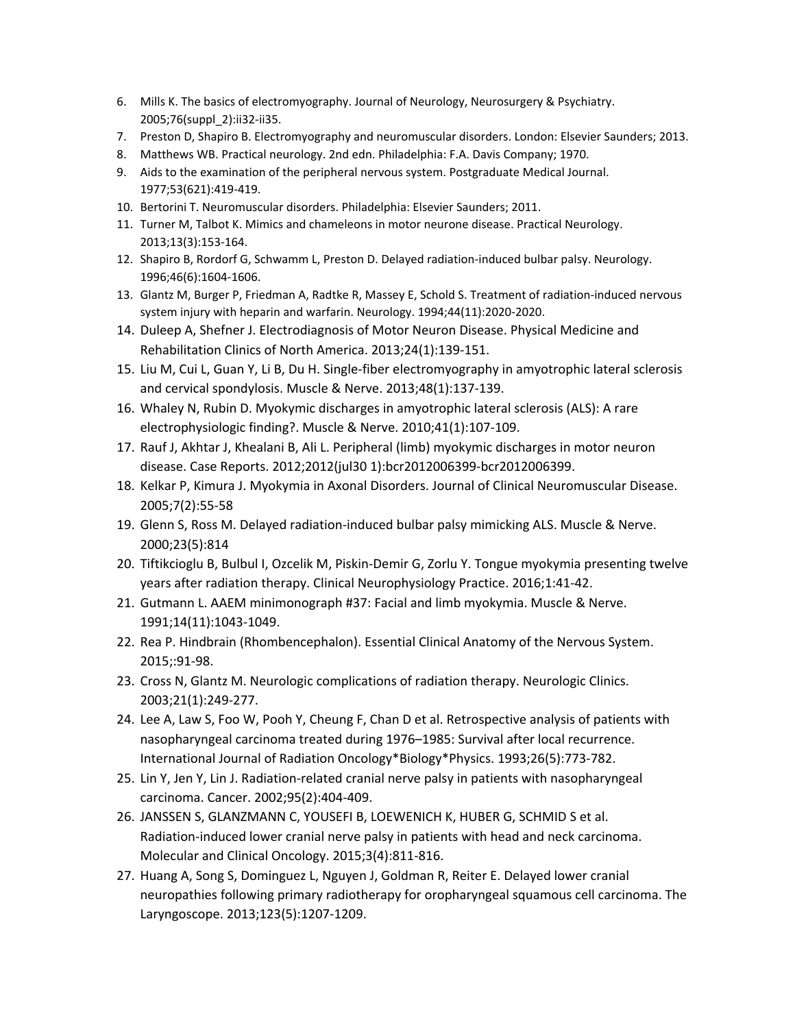6. Mills K. The basics of electromyography. Journal of Neurology, Neurosurgery & Psychiatry. 2005;76(suppl_2):ii32-ii35.
7. Preston D, Shapiro B. Electromyography and neuromuscular disorders. London: Elsevier Saunders; 2013.
8. Matthews WB. Practical neurology. 2nd edn. Philadelphia: F.A. Davis Company; 1970.
9. Aids to the examination of the peripheral nervous system. Postgraduate Medical Journal. 1977;53(621):419-419.
10. Bertorini T. Neuromuscular disorders. Philadelphia: Elsevier Saunders; 2011.
11. Turner M, Talbot K. Mimics and chameleons in motor neurone disease. Practical Neurology. 2013;13(3):153-164.
12. Shapiro B, Rordorf G, Schwamm L, Preston D. Delayed radiation-induced bulbar palsy. Neurology. 1996;46(6):1604-1606.
13. Glantz M, Burger P, Friedman A, Radtke R, Massey E, Schold S. Treatment of radiation-induced nervous system injury with heparin and warfarin. Neurology. 1994;44(11):2020-2020.
14. Duleep A, Shefner J. Electrodiagnosis of Motor Neuron Disease. Physical Medicine and Rehabilitation Clinics of North America. 2013;24(1):139-151.
15. Liu M, Cui L, Guan Y, Li B, Du H. Single-fiber electromyography in amyotrophic lateral sclerosis and cervical spondylosis. Muscle & Nerve. 2013;48(1):137-139.
16. Whaley N, Rubin D. Myokymic discharges in amyotrophic lateral sclerosis (ALS): A rare electrophysiologic finding?. Muscle & Nerve. 2010;41(1):107-109.
17. Rauf J, Akhtar J, Khealani B, Ali L. Peripheral (limb) myokymic discharges in motor neuron disease. Case Reports. 2012;2012(jul30 1):bcr2012006399-bcr2012006399.
18. Kelkar P, Kimura J. Myokymia in Axonal Disorders. Journal of Clinical Neuromuscular Disease. 2005;7(2):55-58
19. Glenn S, Ross M. Delayed radiation-induced bulbar palsy mimicking ALS. Muscle & Nerve. 2000;23(5):814
20. Tiftikcioglu B, Bulbul I, Ozcelik M, Piskin-Demir G, Zorlu Y. Tongue myokymia presenting twelve years after radiation therapy. Clinical Neurophysiology Practice. 2016;1:41-42.
21. Gutmann L. AAEM minimonograph #37: Facial and limb myokymia. Muscle & Nerve. 1991;14(11):1043-1049.
22. Rea P. Hindbrain (Rhombencephalon). Essential Clinical Anatomy of the Nervous System. 2015;:91-98.
23. Cross N, Glantz M. Neurologic complications of radiation therapy. Neurologic Clinics. 2003;21(1):249-277.
24. Lee A, Law S, Foo W, Pooh Y, Cheung F, Chan D et al. Retrospective analysis of patients with nasopharyngeal carcinoma treated during 1976–1985: Survival after local recurrence. International Journal of Radiation Oncology*Biology*Physics. 1993;26(5):773-782.
25. Lin Y, Jen Y, Lin J. Radiation-related cranial nerve palsy in patients with nasopharyngeal carcinoma. Cancer. 2002;95(2):404-409.
26. JANSSEN S, GLANZMANN C, YOUSEFI B, LOEWENICH K, HUBER G, SCHMID S et al. Radiation-induced lower cranial nerve palsy in patients with head and neck carcinoma. Molecular and Clinical Oncology. 2015;3(4):811-816.
27. Huang A, Song S, Dominguez L, Nguyen J, Goldman R, Reiter E. Delayed lower cranial neuropathies following primary radiotherapy for oropharyngeal squamous cell carcinoma. The Laryngoscope. 2013;123(5):1207-1209.